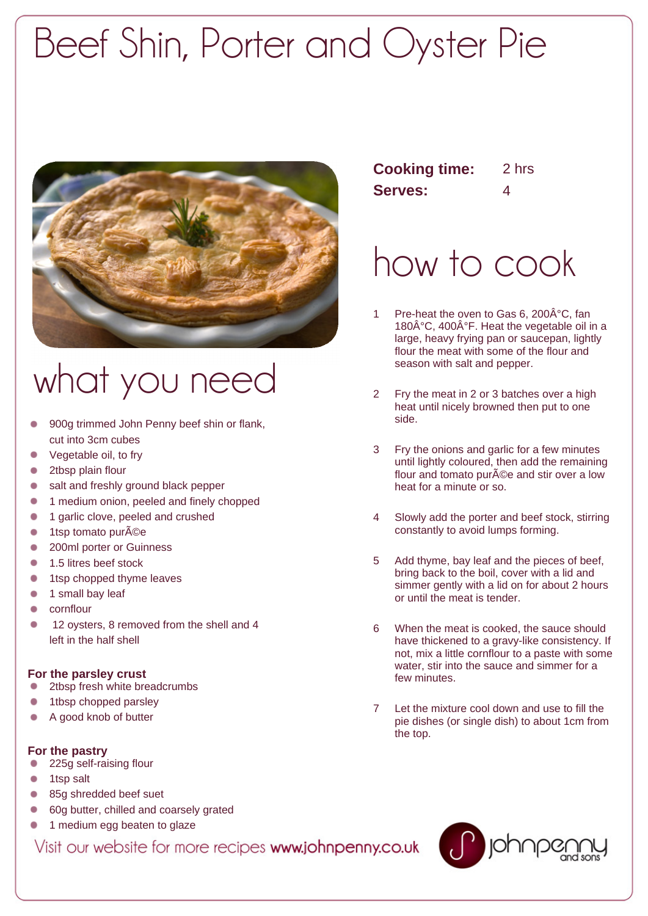# Beef Shin, Porter and Oyster Pie

**Cooking time:** 2 hrs
**Serves:** 4

## what you need

- 900g trimmed John Penny beef shin or flank, cut into 3cm cubes
- Vegetable oil, to fry
- 2tbsp plain flour
- salt and freshly ground black pepper
- 1 medium onion, peeled and finely chopped
- 1 garlic clove, peeled and crushed
- 1tsp tomato purÃ©e
- 200ml porter or Guinness
- 1.5 litres beef stock
- 1tsp chopped thyme leaves
- 1 small bay leaf
- cornflour
- 12 oysters, 8 removed from the shell and 4 left in the half shell

**For the parsley crust**

- 2tbsp fresh white breadcrumbs
- 1tbsp chopped parsley
- A good knob of butter

**For the pastry**

- 225g self-raising flour
- 1tsp salt
- 85g shredded beef suet
- 60g butter, chilled and coarsely grated
- 1 medium egg beaten to glaze

## how to cook

1. Pre-heat the oven to Gas 6, 200Â°C, fan 180Â°C, 400Â°F. Heat the vegetable oil in a large, heavy frying pan or saucepan, lightly flour the meat with some of the flour and season with salt and pepper.
2. Fry the meat in 2 or 3 batches over a high heat until nicely browned then put to one side.
3. Fry the onions and garlic for a few minutes until lightly coloured, then add the remaining flour and tomato purÃ©e and stir over a low heat for a minute or so.
4. Slowly add the porter and beef stock, stirring constantly to avoid lumps forming.
5. Add thyme, bay leaf and the pieces of beef, bring back to the boil, cover with a lid and simmer gently with a lid on for about 2 hours or until the meat is tender.
6. When the meat is cooked, the sauce should have thickened to a gravy-like consistency. If not, mix a little cornflour to a paste with some water, stir into the sauce and simmer for a few minutes.
7. Let the mixture cool down and use to fill the pie dishes (or single dish) to about 1cm from the top.

Visit our website for more recipes **www.johnpenny.co.uk**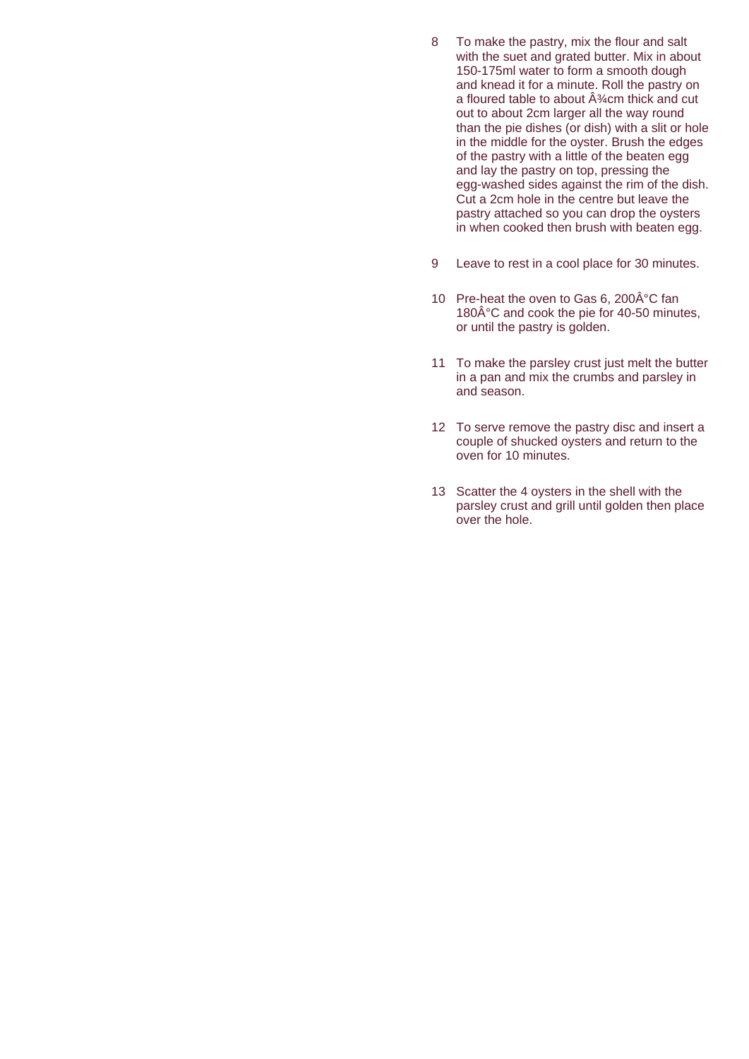8. To make the pastry, mix the flour and salt with the suet and grated butter. Mix in about 150-175ml water to form a smooth dough and knead it for a minute. Roll the pastry on a floured table to about Â¾cm thick and cut out to about 2cm larger all the way round than the pie dishes (or dish) with a slit or hole in the middle for the oyster. Brush the edges of the pastry with a little of the beaten egg and lay the pastry on top, pressing the egg-washed sides against the rim of the dish. Cut a 2cm hole in the centre but leave the pastry attached so you can drop the oysters in when cooked then brush with beaten egg.

9. Leave to rest in a cool place for 30 minutes.

10. Pre-heat the oven to Gas 6, 200Â°C fan 180Â°C and cook the pie for 40-50 minutes, or until the pastry is golden.

11. To make the parsley crust just melt the butter in a pan and mix the crumbs and parsley in and season.

12. To serve remove the pastry disc and insert a couple of shucked oysters and return to the oven for 10 minutes.

13. Scatter the 4 oysters in the shell with the parsley crust and grill until golden then place over the hole.